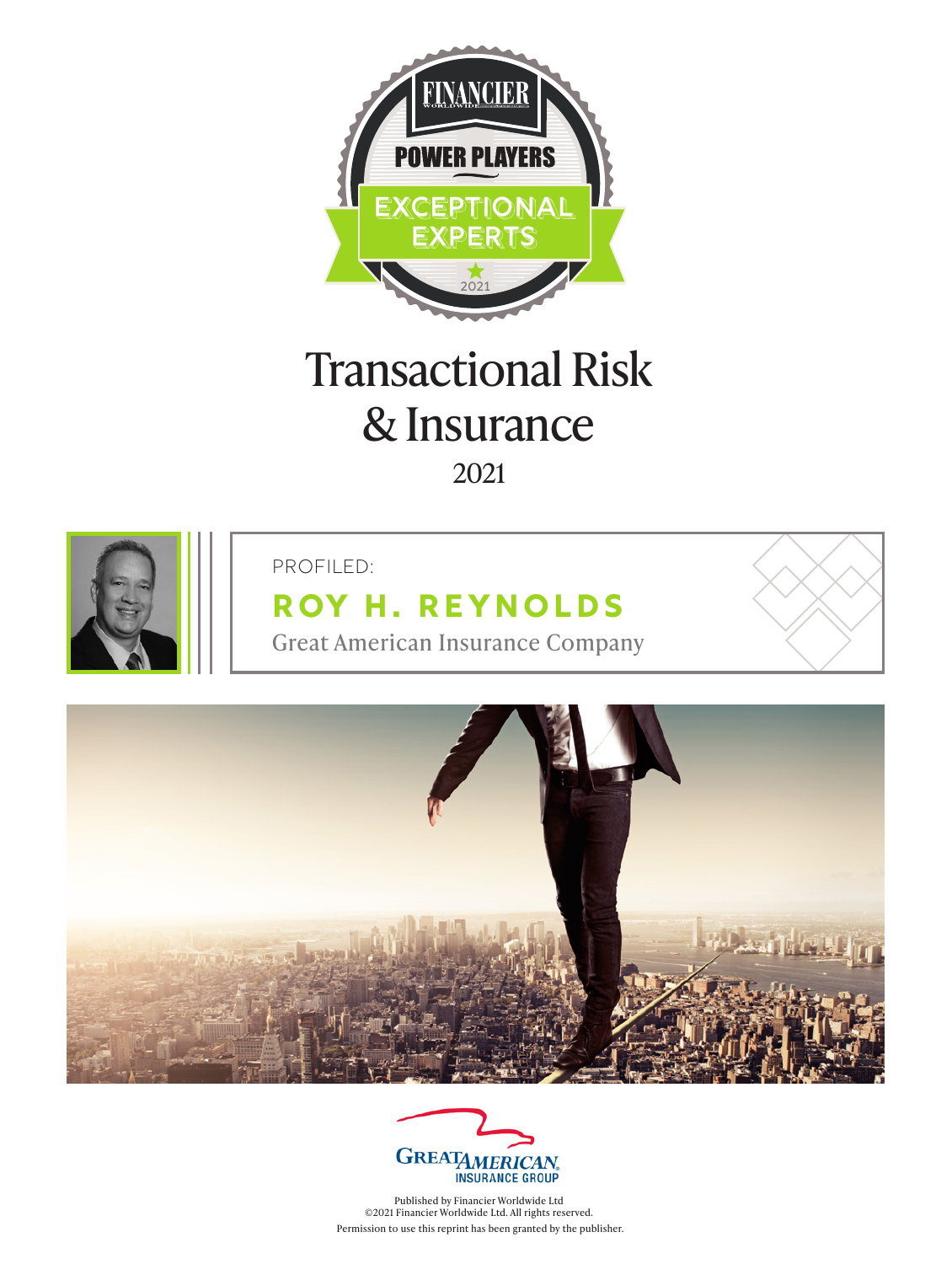FINANCIER WORLDWIDE

POWER PLAYERS

EXCEPTIONAL EXPERTS

2021

# Transactional Risk & Insurance

2021

PROFILED:

## ROY H. REYNOLDS

Great American Insurance Company

GREAT AMERICAN INSURANCE GROUP

Published by Financier Worldwide Ltd
©2021 Financier Worldwide Ltd. All rights reserved.
Permission to use this reprint has been granted by the publisher.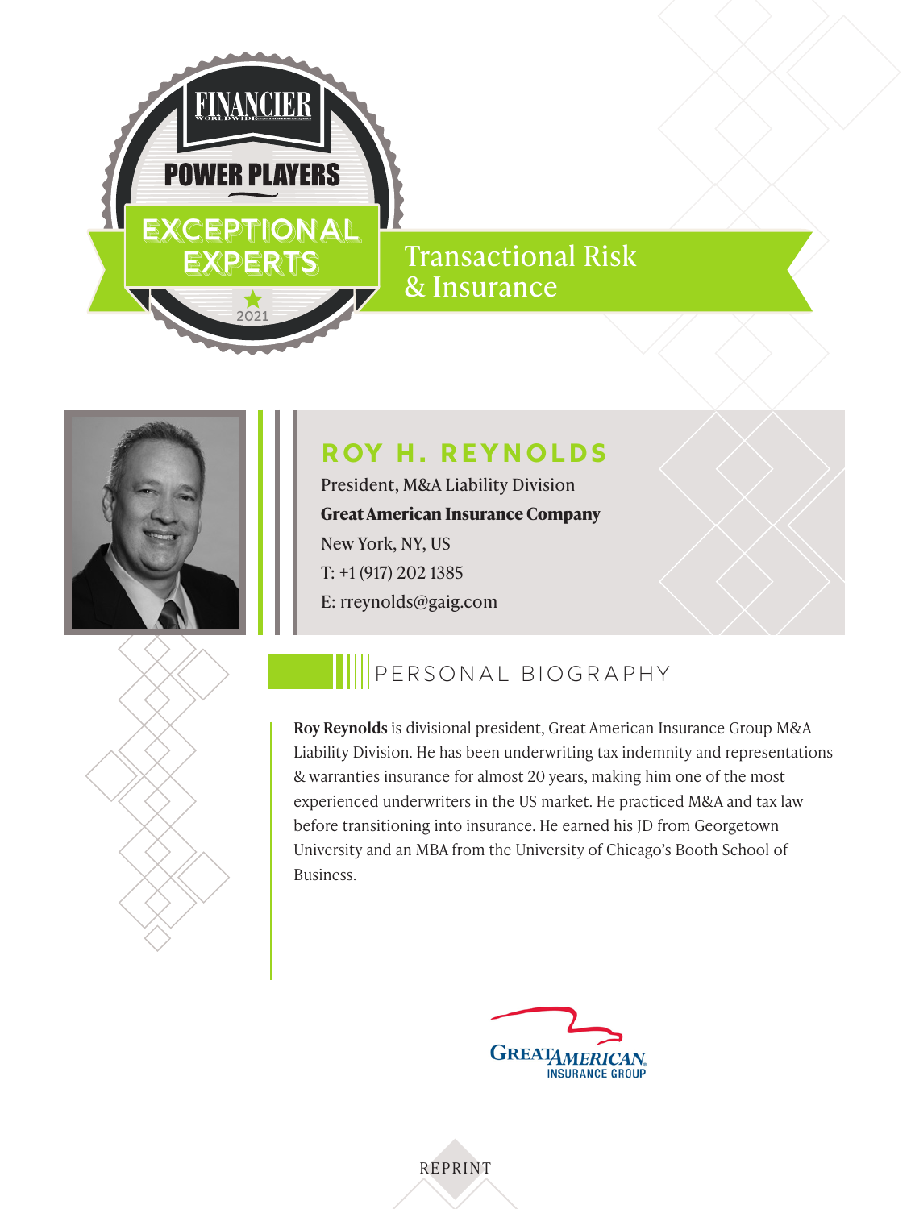FINANCIER WORLDWIDE

POWER PLAYERS

EXCEPTIONAL EXPERTS

2021

Transactional Risk & Insurance

## ROY H. REYNOLDS

President, M&A Liability Division

**Great American Insurance Company**

New York, NY, US

T: +1 (917) 202 1385

E: rreynolds@gaig.com

## PERSONAL BIOGRAPHY

**Roy Reynolds** is divisional president, Great American Insurance Group M&A Liability Division. He has been underwriting tax indemnity and representations & warranties insurance for almost 20 years, making him one of the most experienced underwriters in the US market. He practiced M&A and tax law before transitioning into insurance. He earned his JD from Georgetown University and an MBA from the University of Chicago's Booth School of Business.

GREAT AMERICAN INSURANCE GROUP

REPRINT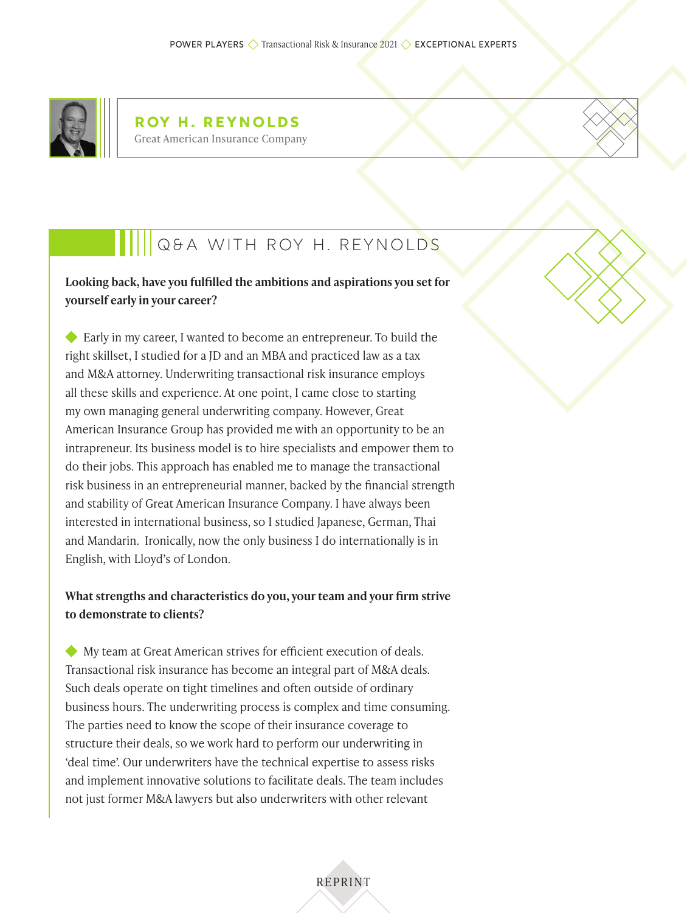# ROY H. REYNOLDS

Great American Insurance Company

## Q&A WITH ROY H. REYNOLDS

**Looking back, have you fulfilled the ambitions and aspirations you set for yourself early in your career?**

Early in my career, I wanted to become an entrepreneur. To build the right skillset, I studied for a JD and an MBA and practiced law as a tax and M&A attorney. Underwriting transactional risk insurance employs all these skills and experience. At one point, I came close to starting my own managing general underwriting company. However, Great American Insurance Group has provided me with an opportunity to be an intrapreneur. Its business model is to hire specialists and empower them to do their jobs. This approach has enabled me to manage the transactional risk business in an entrepreneurial manner, backed by the financial strength and stability of Great American Insurance Company. I have always been interested in international business, so I studied Japanese, German, Thai and Mandarin. Ironically, now the only business I do internationally is in English, with Lloyd's of London.

**What strengths and characteristics do you, your team and your firm strive to demonstrate to clients?**

My team at Great American strives for efficient execution of deals. Transactional risk insurance has become an integral part of M&A deals. Such deals operate on tight timelines and often outside of ordinary business hours. The underwriting process is complex and time consuming. The parties need to know the scope of their insurance coverage to structure their deals, so we work hard to perform our underwriting in 'deal time'. Our underwriters have the technical expertise to assess risks and implement innovative solutions to facilitate deals. The team includes not just former M&A lawyers but also underwriters with other relevant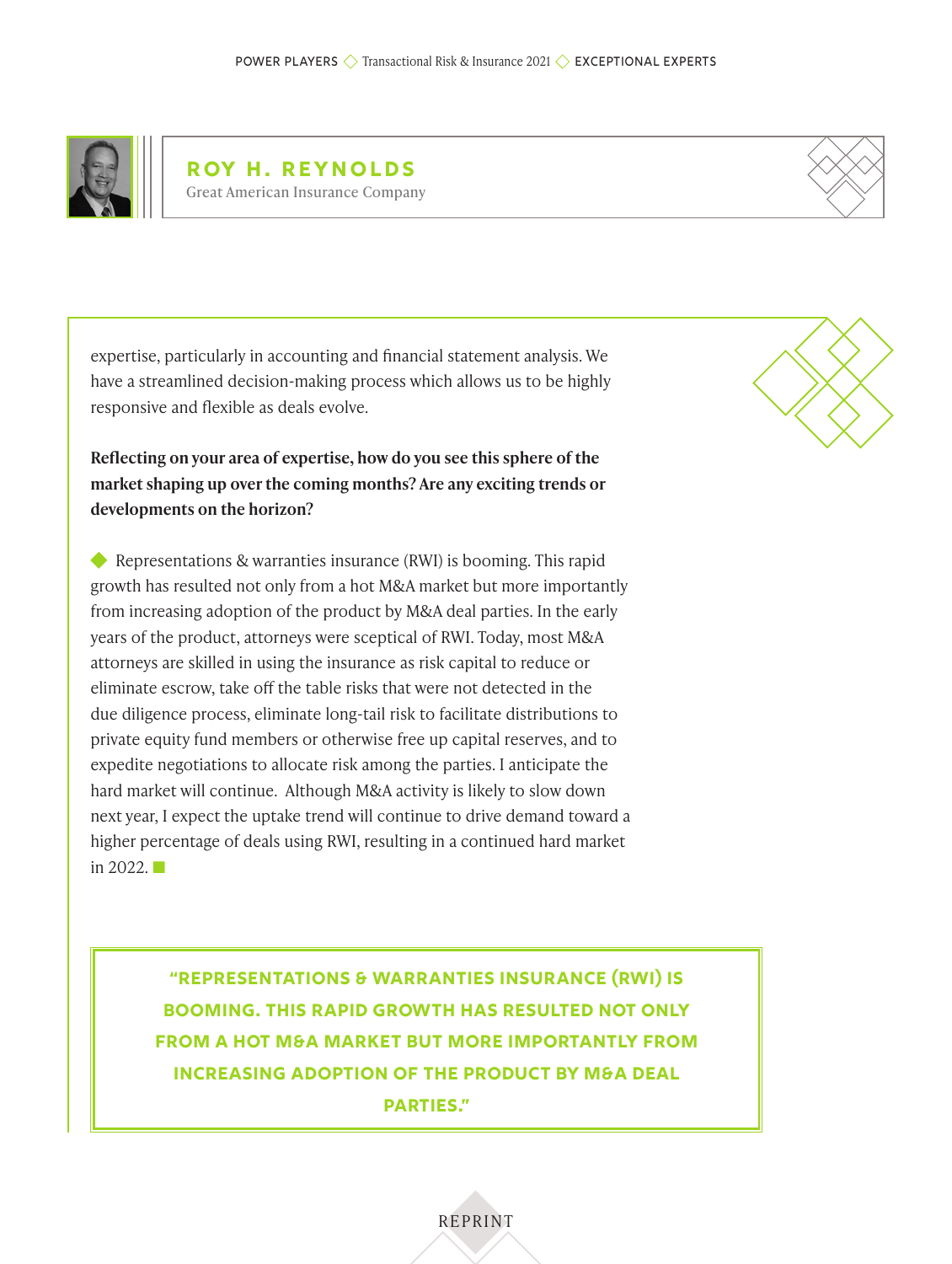## ROY H. REYNOLDS

Great American Insurance Company

expertise, particularly in accounting and financial statement analysis. We have a streamlined decision-making process which allows us to be highly responsive and flexible as deals evolve.

**Reflecting on your area of expertise, how do you see this sphere of the market shaping up over the coming months? Are any exciting trends or developments on the horizon?**

◆ Representations & warranties insurance (RWI) is booming. This rapid growth has resulted not only from a hot M&A market but more importantly from increasing adoption of the product by M&A deal parties. In the early years of the product, attorneys were sceptical of RWI. Today, most M&A attorneys are skilled in using the insurance as risk capital to reduce or eliminate escrow, take off the table risks that were not detected in the due diligence process, eliminate long-tail risk to facilitate distributions to private equity fund members or otherwise free up capital reserves, and to expedite negotiations to allocate risk among the parties. I anticipate the hard market will continue. Although M&A activity is likely to slow down next year, I expect the uptake trend will continue to drive demand toward a higher percentage of deals using RWI, resulting in a continued hard market in 2022. ■

> **"REPRESENTATIONS & WARRANTIES INSURANCE (RWI) IS BOOMING. THIS RAPID GROWTH HAS RESULTED NOT ONLY FROM A HOT M&A MARKET BUT MORE IMPORTANTLY FROM INCREASING ADOPTION OF THE PRODUCT BY M&A DEAL PARTIES."**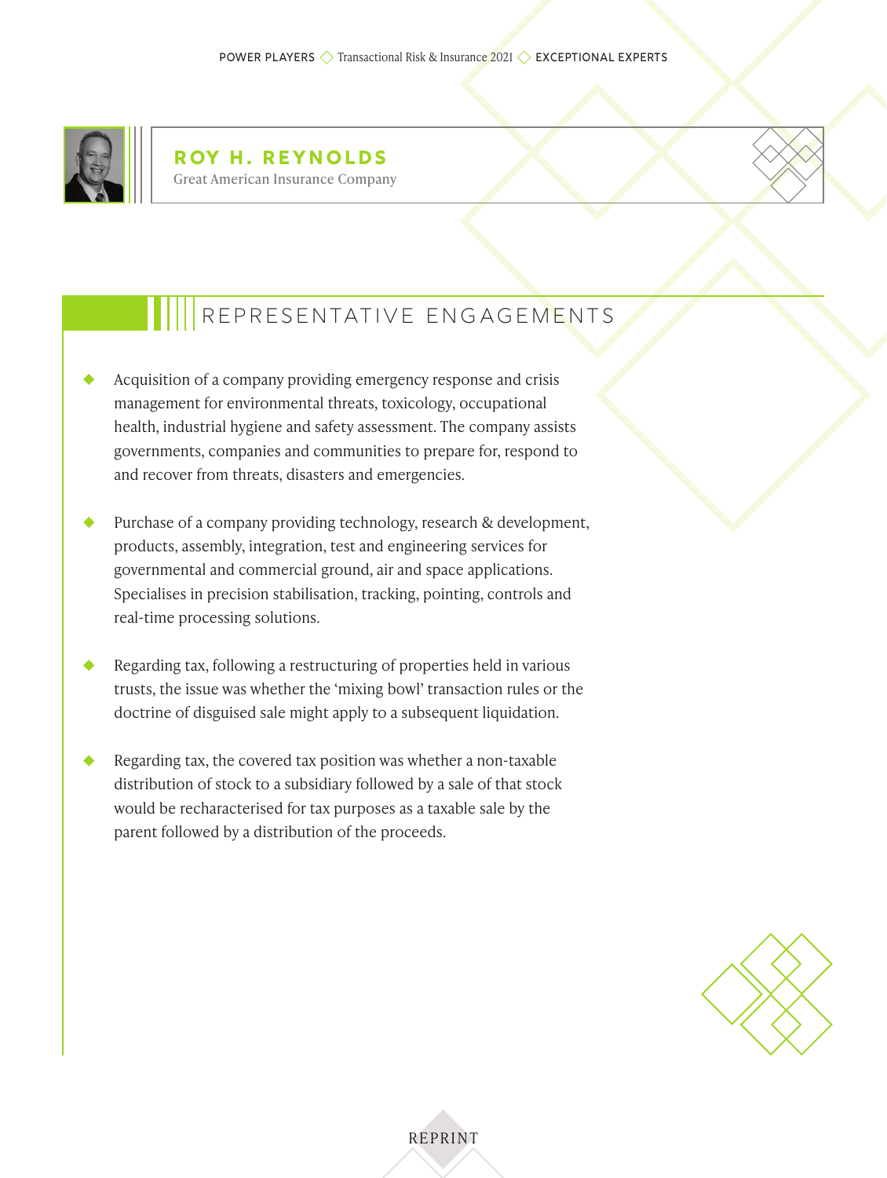## ROY H. REYNOLDS

Great American Insurance Company

## REPRESENTATIVE ENGAGEMENTS

- Acquisition of a company providing emergency response and crisis management for environmental threats, toxicology, occupational health, industrial hygiene and safety assessment. The company assists governments, companies and communities to prepare for, respond to and recover from threats, disasters and emergencies.

- Purchase of a company providing technology, research & development, products, assembly, integration, test and engineering services for governmental and commercial ground, air and space applications. Specialises in precision stabilisation, tracking, pointing, controls and real-time processing solutions.

- Regarding tax, following a restructuring of properties held in various trusts, the issue was whether the 'mixing bowl' transaction rules or the doctrine of disguised sale might apply to a subsequent liquidation.

- Regarding tax, the covered tax position was whether a non-taxable distribution of stock to a subsidiary followed by a sale of that stock would be recharacterised for tax purposes as a taxable sale by the parent followed by a distribution of the proceeds.

REPRINT